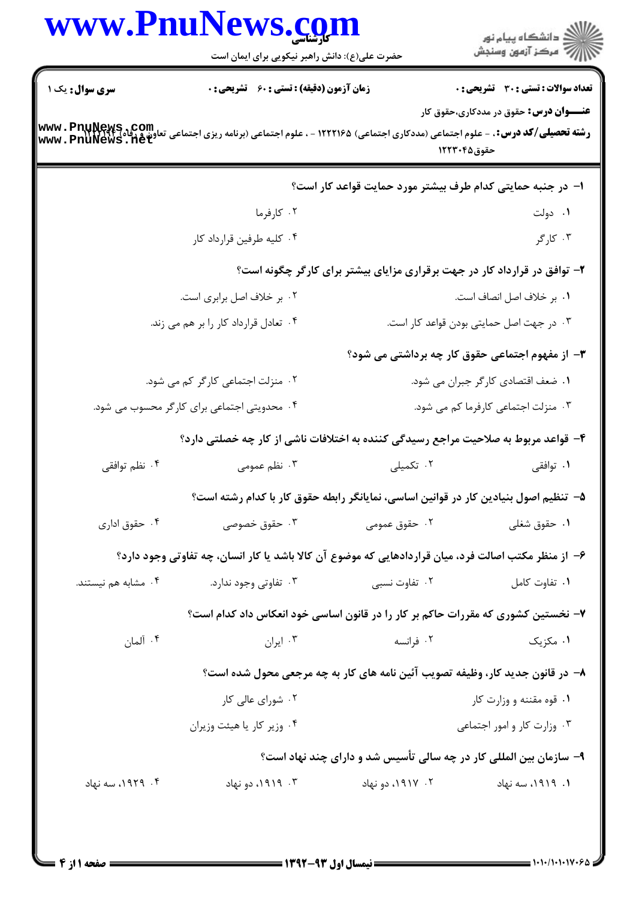کارشناسی

حضرت علی(ع): دانش راهبر نیکویی برای ایمان است

دانشگاه پیام نور
مرکز آزمون وسنجش

**سری سؤال:** یک ۱ | **زمان آزمون (دقیقه) : تستی :** ۶۰ **تشریحی :** ۰ | **تعداد سوالات : تستی :** ۳۰ **تشریحی :** ۰

**عنـــوان درس:** حقوق در مددکاری،حقوق کار

**رشته تحصیلی/کد درس:** ، - علوم اجتماعی (مددکاری اجتماعی) ۱۲۲۲۱۶۵ - ، علوم اجتماعی (برنامه ریزی اجتماعی تعاون و رفاه)۱۲۲۲۱۹۴ - حقوق۱۲۲۳۰۴۵

**۱- در جنبه حمایتی کدام طرف بیشتر مورد حمایت قواعد کار است؟**

۱. دولت
۲. کارفرما
۳. کارگر
۴. کلیه طرفین قرارداد کار

**۲- توافق در قرارداد کار در جهت برقراری مزایای بیشتر برای کارگر چگونه است؟**

۱. بر خلاف اصل انصاف است.
۲. بر خلاف اصل برابری است.
۳. در جهت اصل حمایتی بودن قواعد کار است.
۴. تعادل قرارداد کار را بر هم می زند.

**۳- از مفهوم اجتماعی حقوق کار چه برداشتی می شود؟**

۱. ضعف اقتصادی کارگر جبران می شود.
۲. منزلت اجتماعی کارگر کم می شود.
۳. منزلت اجتماعی کارفرما کم می شود.
۴. محدویتی اجتماعی برای کارگر محسوب می شود.

**۴- قواعد مربوط به صلاحیت مراجع رسیدگی کننده به اختلافات ناشی از کار چه خصلتی دارد؟**

۱. توافقی
۲. تکمیلی
۳. نظم عمومی
۴. نظم توافقی

**۵- تنظیم اصول بنیادین کار در قوانین اساسی، نمایانگر رابطه حقوق کار با کدام رشته است؟**

۱. حقوق شغلی
۲. حقوق عمومی
۳. حقوق خصوصی
۴. حقوق اداری

**۶- از منظر مکتب اصالت فرد، میان قراردادهایی که موضوع آن کالا باشد یا کار انسان، چه تفاوتی وجود دارد؟**

۱. تفاوت کامل
۲. تفاوت نسبی
۳. تفاوتی وجود ندارد.
۴. مشابه هم نیستند.

**۷- نخستین کشوری که مقررات حاکم بر کار را در قانون اساسی خود انعکاس داد کدام است؟**

۱. مکزیک
۲. فرانسه
۳. ایران
۴. آلمان

**۸- در قانون جدید کار، وظیفه تصویب آئین نامه های کار به چه مرجعی محول شده است؟**

۱. قوه مقننه و وزارت کار
۲. شورای عالی کار
۳. وزارت کار و امور اجتماعی
۴. وزیر کار یا هیئت وزیران

**۹- سازمان بین المللی کار در چه سالی تأسیس شد و دارای چند نهاد است؟**

۱. ۱۹۱۹، سه نهاد
۲. ۱۹۱۷، دو نهاد
۳. ۱۹۱۹، دو نهاد
۴. ۱۹۲۹، سه نهاد

نیمسال اول ۹۳-۱۳۹۲

۱۰۱۰/۱۰۱۰۱۷۰۶۵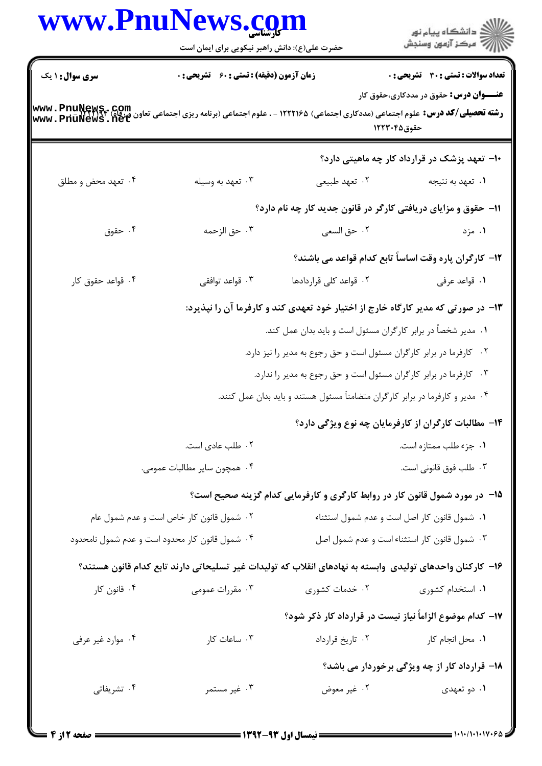**سری سؤال:** ۱ یک | **زمان آزمون (دقیقه) : تستی : ۶۰ تشریحی : ۰** | **تعداد سوالات : تستی : ۳۰ تشریحی : ۰**

**عنـــوان درس:** حقوق در مددکاری،حقوق کار

**رشته تحصیلی/کد درس:** علوم اجتماعی (مددکاری اجتماعی) ۱۲۲۲۱۶۵ - ، علوم اجتماعی (برنامه ریزی اجتماعی تعاون ورفاه) ۱۲۲۲۱۹۴ - حقوق۱۲۲۳۰۴۵

۱۰- تعهد پزشک در قرارداد کار چه ماهیتی دارد؟

۱. تعهد به نتیجه
۲. تعهد طبیعی
۳. تعهد به وسیله
۴. تعهد محض و مطلق

۱۱- حقوق و مزایای دریافتی کارگر در قانون جدید کار چه نام دارد؟

۱. مزد
۲. حق السعی
۳. حق الزحمه
۴. حقوق

۱۲- کارگران پاره وقت اساساً تابع کدام قواعد می باشند؟

۱. قواعد عرفی
۲. قواعد کلی قراردادها
۳. قواعد توافقی
۴. قواعد حقوق کار

۱۳- در صورتی که مدیر کارگاه خارج از اختیار خود تعهدی کند و کارفرما آن را نپذیرد:

۱. مدیر شخصاً در برابر کارگران مسئول است و باید بدان عمل کند.
۲. کارفرما در برابر کارگران مسئول است و حق رجوع به مدیر را نیز دارد.
۳. کارفرما در برابر کارگران مسئول است و حق رجوع به مدیر را ندارد.
۴. مدیر و کارفرما در برابر کارگران متضامناً مسئول هستند و باید بدان عمل کنند.

۱۴- مطالبات کارگران از کارفرمایان چه نوع ویژگی دارد؟

۱. جزء طلب ممتازه است.
۲. طلب عادی است.
۳. طلب فوق قانونی است.
۴. همچون سایر مطالبات عمومی.

۱۵- در مورد شمول قانون کار در روابط کارگری و کارفرمایی کدام گزینه صحیح است؟

۱. شمول قانون کار اصل است و عدم شمول استثناء
۲. شمول قانون کار خاص است و عدم شمول عام
۳. شمول قانون کار استثناء است و عدم شمول اصل
۴. شمول قانون کار محدود است و عدم شمول نامحدود

۱۶- کارکنان واحدهای تولیدی وابسته به نهادهای انقلاب که تولیدات غیر تسلیحاتی دارند تابع کدام قانون هستند؟

۱. استخدام کشوری
۲. خدمات کشوری
۳. مقررات عمومی
۴. قانون کار

۱۷- کدام موضوع الزاماً نیاز نیست در قرارداد کار ذکر شود؟

۱. محل انجام کار
۲. تاریخ قرارداد
۳. ساعات کار
۴. موارد غیر عرفی

۱۸- قرارداد کار از چه ویژگی برخوردار می باشد؟

۱. دو تعهدی
۲. غیر معوض
۳. غیر مستمر
۴. تشریفاتی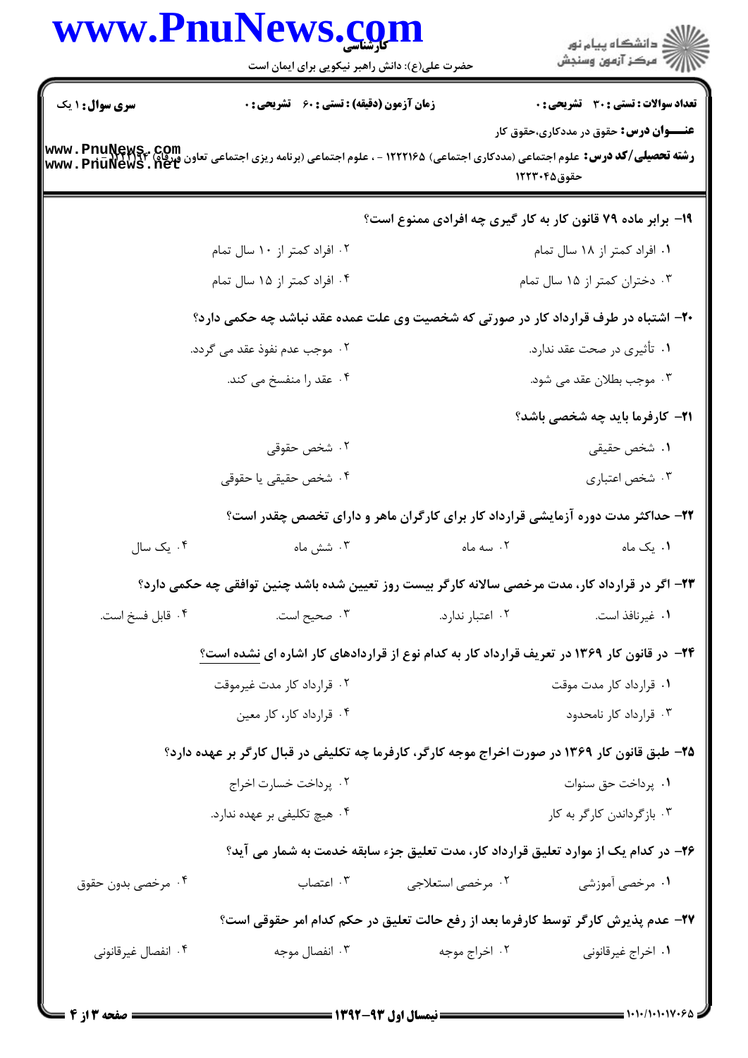**سری سوال:** ۱ یک

**زمان آزمون (دقیقه) : تستی : ۶۰ تشریحی : ۰**

**تعداد سوالات : تستی : ۳۰ تشریحی : ۰**

**عنـــوان درس:** حقوق در مددکاری،حقوق کار

**رشته تحصیلی/کد درس:** علوم اجتماعی (مددکاری اجتماعی) ۱۲۲۲۱۶۵ - ، علوم اجتماعی (برنامه ریزی اجتماعی تعاون ورفاه) ۱۲۲۲۱۶۴ - ، حقوق۱۲۲۳۰۴۵

۱۹- برابر ماده ۷۹ قانون کار به کار گیری چه افرادی ممنوع است؟

۱. افراد کمتر از ۱۸ سال تمام

۲. افراد کمتر از ۱۰ سال تمام

۳. دختران کمتر از ۱۵ سال تمام

۴. افراد کمتر از ۱۵ سال تمام

۲۰- اشتباه در طرف قرارداد کار در صورتی که شخصیت وی علت عمده عقد نباشد چه حکمی دارد؟

۱. تأثیری در صحت عقد ندارد.

۲. موجب عدم نفوذ عقد می گردد.

۳. موجب بطلان عقد می شود.

۴. عقد را منفسخ می کند.

۲۱- کارفرما باید چه شخصی باشد؟

۱. شخص حقیقی

۲. شخص حقوقی

۳. شخص اعتباری

۴. شخص حقیقی یا حقوقی

۲۲- حداکثر مدت دوره آزمایشی قرارداد کار برای کارگران ماهر و دارای تخصص چقدر است؟

۱. یک ماه

۲. سه ماه

۳. شش ماه

۴. یک سال

۲۳- اگر در قرارداد کار، مدت مرخصی سالانه کارگر بیست روز تعیین شده باشد چنین توافقی چه حکمی دارد؟

۱. غیرنافذ است.

۲. اعتبار ندارد.

۳. صحیح است.

۴. قابل فسخ است.

۲۴- در قانون کار ۱۳۶۹ در تعریف قرارداد کار به کدام نوع از قراردادهای کار اشاره ای نشده است؟

۱. قرارداد کار مدت موقت

۲. قرارداد کار مدت غیرموقت

۳. قرارداد کار نامحدود

۴. قرارداد کار، کار معین

۲۵- طبق قانون کار ۱۳۶۹ در صورت اخراج موجه کارگر، کارفرما چه تکلیفی در قبال کارگر بر عهده دارد؟

۱. پرداخت حق سنوات

۲. پرداخت خسارت اخراج

۳. بازگرداندن کارگر به کار

۴. هیچ تکلیفی بر عهده ندارد.

۲۶- در کدام یک از موارد تعلیق قرارداد کار، مدت تعلیق جزء سابقه خدمت به شمار می آید؟

۱. مرخصی آموزشی

۲. مرخصی استعلاجی

۳. اعتصاب

۴. مرخصی بدون حقوق

۲۷- عدم پذیرش کارگر توسط کارفرما بعد از رفع حالت تعلیق در حکم کدام امر حقوقی است؟

۱. اخراج غیرقانونی

۲. اخراج موجه

۳. انفصال موجه

۴. انفصال غیرقانونی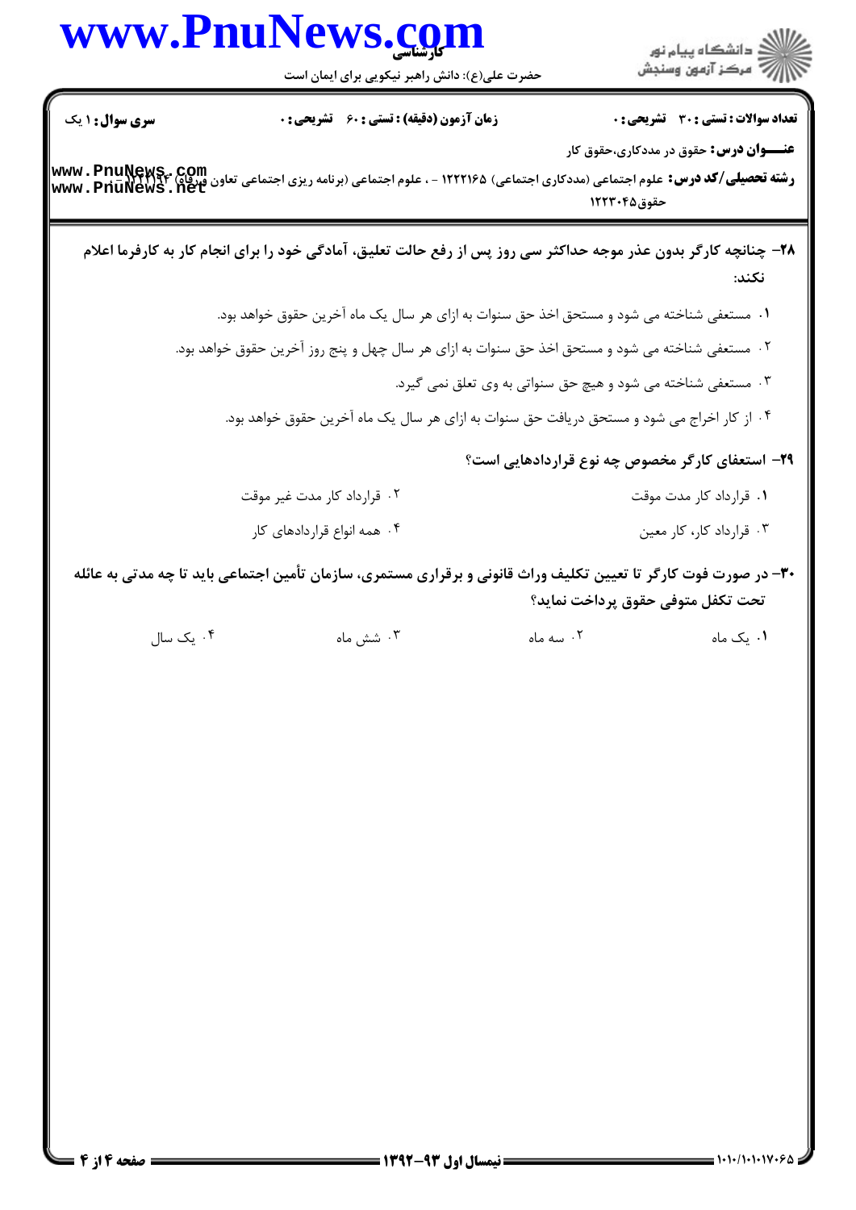۲۸- چنانچه کارگر بدون عذر موجه حداکثر سی روز پس از رفع حالت تعلیق، آمادگی خود را برای انجام کار به کارفرما اعلام نکند:

۱. مستعفی شناخته می شود و مستحق اخذ حق سنوات به ازای هر سال یک ماه آخرین حقوق خواهد بود.

۲. مستعفی شناخته می شود و مستحق اخذ حق سنوات به ازای هر سال چهل و پنج روز آخرین حقوق خواهد بود.

۳. مستعفی شناخته می شود و هیچ حق سنواتی به وی تعلق نمی گیرد.

۴. از کار اخراج می شود و مستحق دریافت حق سنوات به ازای هر سال یک ماه آخرین حقوق خواهد بود.

۲۹- استعفای کارگر مخصوص چه نوع قراردادهایی است؟

۱. قرارداد کار مدت موقت

۲. قرارداد کار مدت غیر موقت

۳. قرارداد کار، کار معین

۴. همه انواع قراردادهای کار

۳۰- در صورت فوت کارگر تا تعیین تکلیف وراث قانونی و برقراری مستمری، سازمان تأمین اجتماعی باید تا چه مدتی به عائله تحت تکفل متوفی حقوق پرداخت نماید؟

۱. یک ماه

۲. سه ماه

۳. شش ماه

۴. یک سال